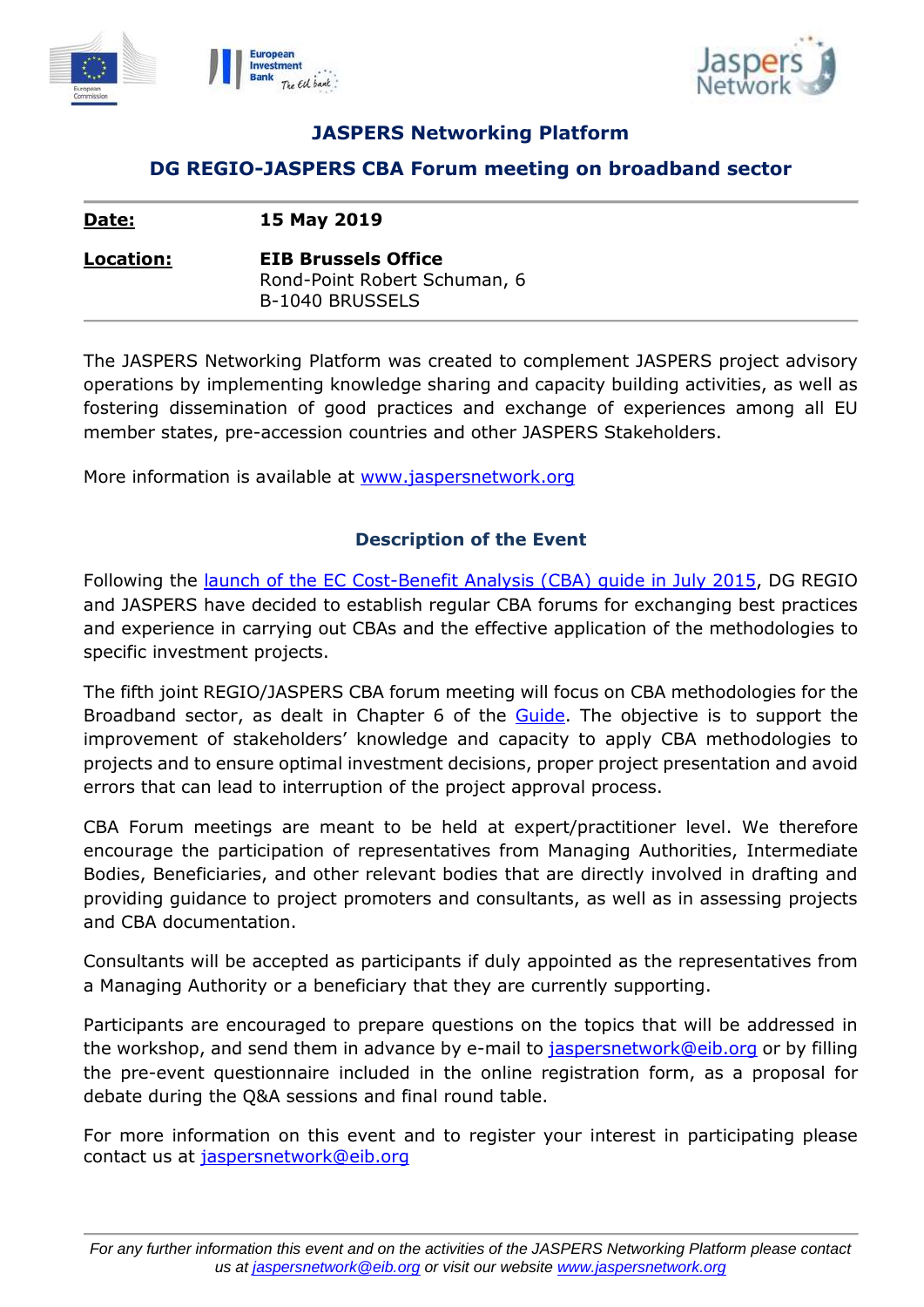## JASPERS Networking Platform

## DG REGIO-JASPERS CBA Forum meeting on broadband sector

| | |
|---|---|
| **Date:** | **15 May 2019** |
| **Location:** | **EIB Brussels Office**<br>Rond-Point Robert Schuman, 6<br>B-1040 BRUSSELS |

The JASPERS Networking Platform was created to complement JASPERS project advisory operations by implementing knowledge sharing and capacity building activities, as well as fostering dissemination of good practices and exchange of experiences among all EU member states, pre-accession countries and other JASPERS Stakeholders.

More information is available at [www.jaspersnetwork.org](http://www.jaspersnetwork.org)

### Description of the Event

Following the launch of the EC Cost-Benefit Analysis (CBA) guide in July 2015, DG REGIO and JASPERS have decided to establish regular CBA forums for exchanging best practices and experience in carrying out CBAs and the effective application of the methodologies to specific investment projects.

The fifth joint REGIO/JASPERS CBA forum meeting will focus on CBA methodologies for the Broadband sector, as dealt in Chapter 6 of the Guide. The objective is to support the improvement of stakeholders' knowledge and capacity to apply CBA methodologies to projects and to ensure optimal investment decisions, proper project presentation and avoid errors that can lead to interruption of the project approval process.

CBA Forum meetings are meant to be held at expert/practitioner level. We therefore encourage the participation of representatives from Managing Authorities, Intermediate Bodies, Beneficiaries, and other relevant bodies that are directly involved in drafting and providing guidance to project promoters and consultants, as well as in assessing projects and CBA documentation.

Consultants will be accepted as participants if duly appointed as the representatives from a Managing Authority or a beneficiary that they are currently supporting.

Participants are encouraged to prepare questions on the topics that will be addressed in the workshop, and send them in advance by e-mail to jaspersnetwork@eib.org or by filling the pre-event questionnaire included in the online registration form, as a proposal for debate during the Q&A sessions and final round table.

For more information on this event and to register your interest in participating please contact us at jaspersnetwork@eib.org

*For any further information this event and on the activities of the JASPERS Networking Platform please contact us at jaspersnetwork@eib.org or visit our website www.jaspersnetwork.org*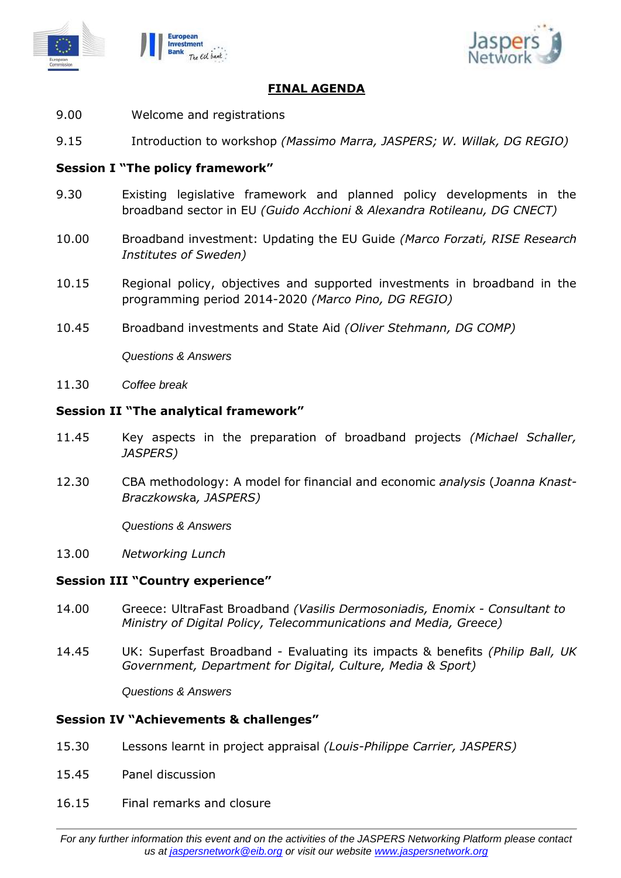## FINAL AGENDA

9.00 Welcome and registrations

9.15 Introduction to workshop *(Massimo Marra, JASPERS; W. Willak, DG REGIO)*

**Session I "The policy framework"**

9.30 Existing legislative framework and planned policy developments in the broadband sector in EU *(Guido Acchioni & Alexandra Rotileanu, DG CNECT)*

10.00 Broadband investment: Updating the EU Guide *(Marco Forzati, RISE Research Institutes of Sweden)*

10.15 Regional policy, objectives and supported investments in broadband in the programming period 2014-2020 *(Marco Pino, DG REGIO)*

10.45 Broadband investments and State Aid *(Oliver Stehmann, DG COMP)*

*Questions & Answers*

11.30 *Coffee break*

**Session II "The analytical framework"**

11.45 Key aspects in the preparation of broadband projects *(Michael Schaller, JASPERS)*

12.30 CBA methodology: A model for financial and economic *analysis* (*Joanna Knast-Braczkowska, JASPERS)*

*Questions & Answers*

13.00 *Networking Lunch*

**Session III "Country experience"**

14.00 Greece: UltraFast Broadband *(Vasilis Dermosoniadis, Enomix - Consultant to Ministry of Digital Policy, Telecommunications and Media, Greece)*

14.45 UK: Superfast Broadband - Evaluating its impacts & benefits *(Philip Ball, UK Government, Department for Digital, Culture, Media & Sport)*

*Questions & Answers*

**Session IV "Achievements & challenges"**

15.30 Lessons learnt in project appraisal *(Louis-Philippe Carrier, JASPERS)*

15.45 Panel discussion

16.15 Final remarks and closure

*For any further information this event and on the activities of the JASPERS Networking Platform please contact us at jaspersnetwork@eib.org or visit our website www.jaspersnetwork.org*